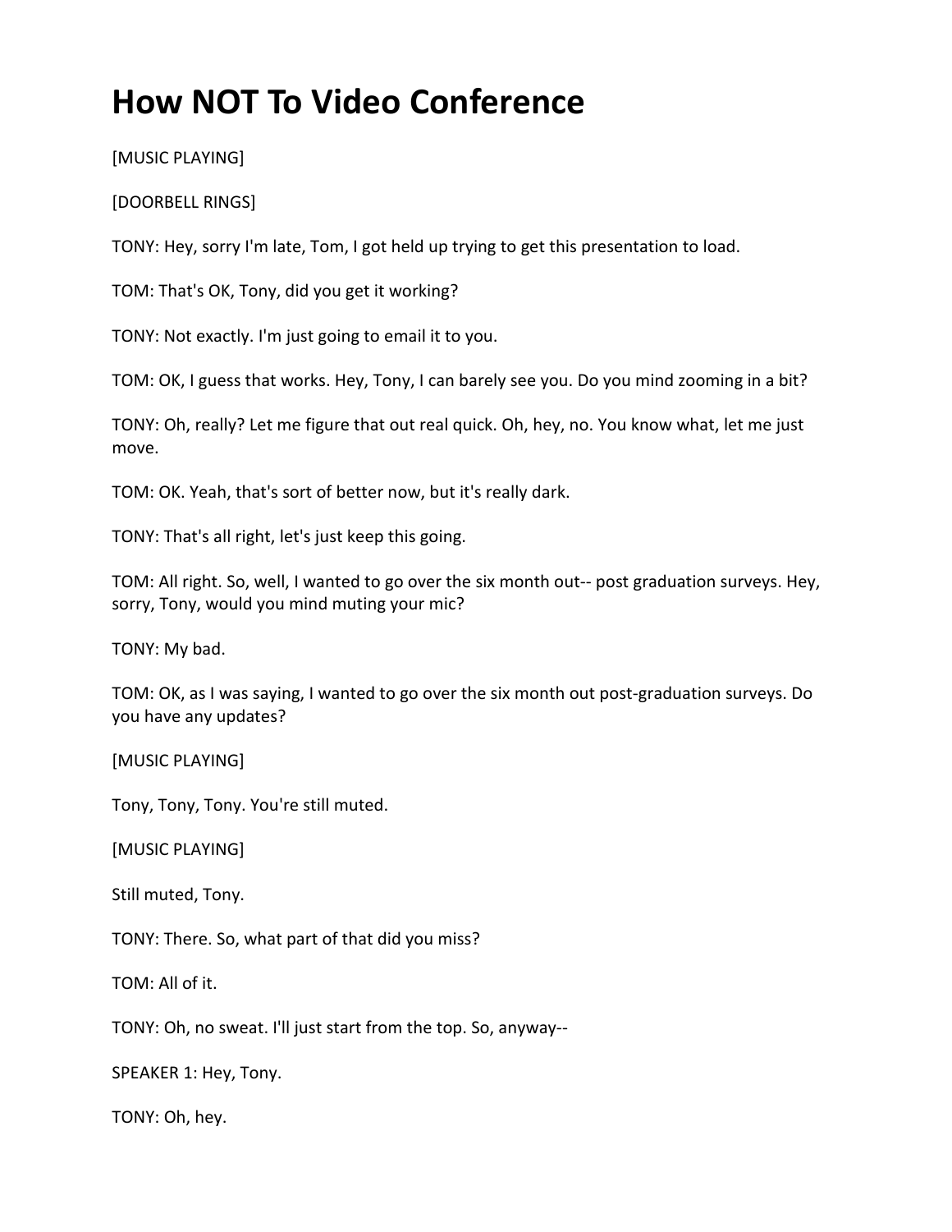# How NOT To Video Conference

[MUSIC PLAYING]

[DOORBELL RINGS]

TONY: Hey, sorry I'm late, Tom, I got held up trying to get this presentation to load.

TOM: That's OK, Tony, did you get it working?

TONY: Not exactly. I'm just going to email it to you.

TOM: OK, I guess that works. Hey, Tony, I can barely see you. Do you mind zooming in a bit?

TONY: Oh, really? Let me figure that out real quick. Oh, hey, no. You know what, let me just move.

TOM: OK. Yeah, that's sort of better now, but it's really dark.

TONY: That's all right, let's just keep this going.

TOM: All right. So, well, I wanted to go over the six month out-- post graduation surveys. Hey, sorry, Tony, would you mind muting your mic?

TONY: My bad.

TOM: OK, as I was saying, I wanted to go over the six month out post-graduation surveys. Do you have any updates?

[MUSIC PLAYING]

Tony, Tony, Tony. You're still muted.

[MUSIC PLAYING]

Still muted, Tony.

TONY: There. So, what part of that did you miss?

TOM: All of it.

TONY: Oh, no sweat. I'll just start from the top. So, anyway--

SPEAKER 1: Hey, Tony.

TONY: Oh, hey.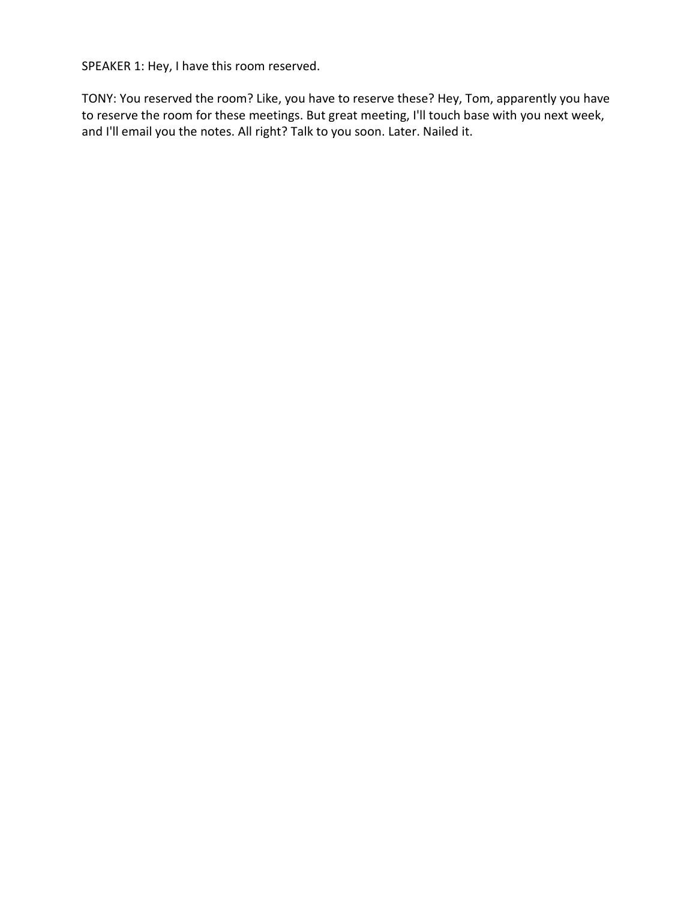SPEAKER 1: Hey, I have this room reserved.

TONY: You reserved the room? Like, you have to reserve these? Hey, Tom, apparently you have to reserve the room for these meetings. But great meeting, I'll touch base with you next week, and I'll email you the notes. All right? Talk to you soon. Later. Nailed it.